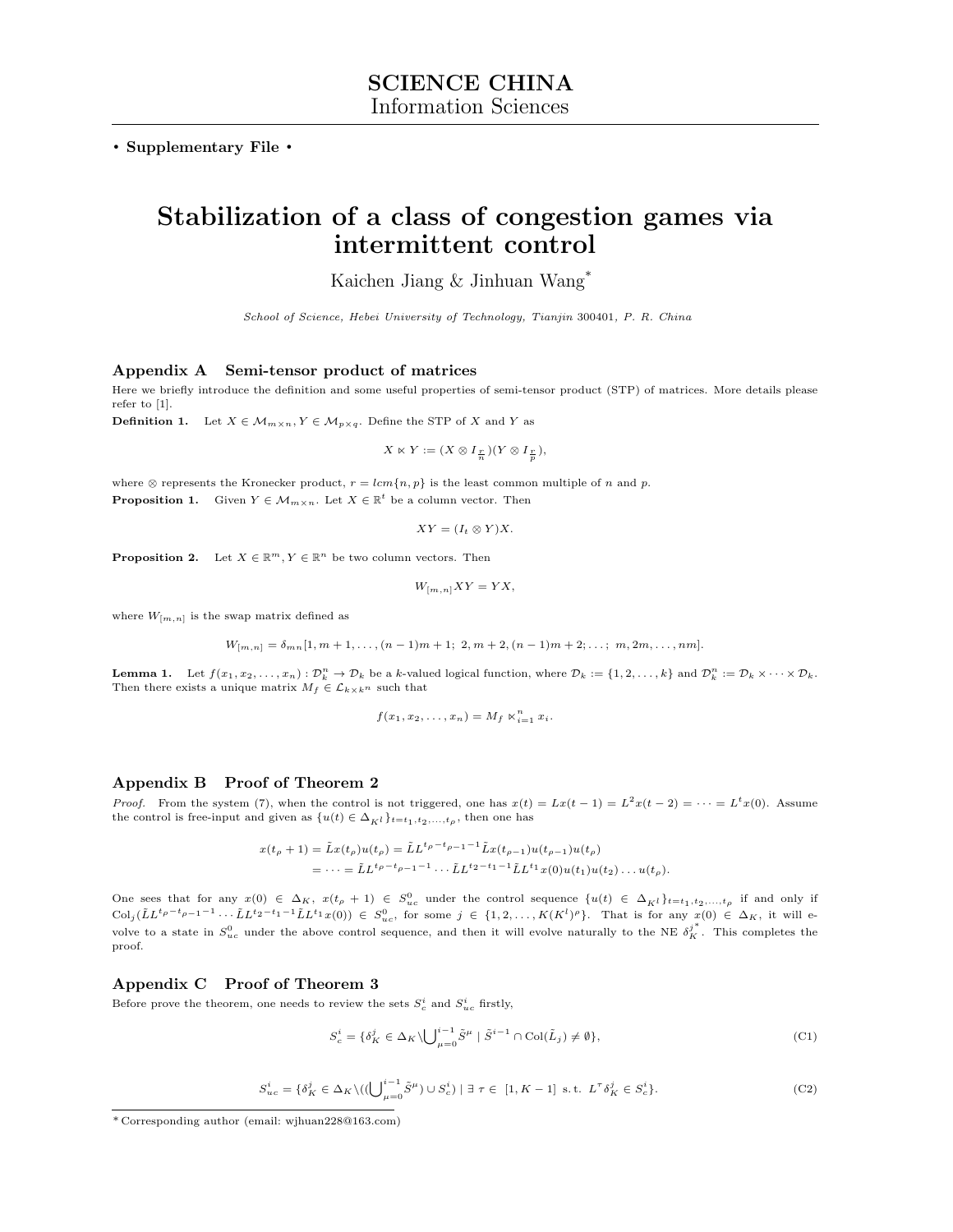**SCIENCE CHINA**
Information Sciences

• **Supplementary File** •

# Stabilization of a class of congestion games via intermittent control

Kaichen Jiang & Jinhuan Wang*

*School of Science, Hebei University of Technology, Tianjin* 300401*, P. R. China*

## Appendix A Semi-tensor product of matrices

Here we briefly introduce the definition and some useful properties of semi-tensor product (STP) of matrices. More details please refer to [1].

**Definition 1.** Let $X \in \mathcal{M}_{m\times n}, Y \in \mathcal{M}_{p\times q}$. Define the STP of $X$ and $Y$ as

$$X \ltimes Y := (X \otimes I_{\frac{r}{n}})(Y \otimes I_{\frac{r}{p}}),$$

where $\otimes$ represents the Kronecker product, $r = lcm\{n, p\}$ is the least common multiple of $n$ and $p$.

**Proposition 1.** Given $Y \in \mathcal{M}_{m\times n}$. Let $X \in \mathbb{R}^t$ be a column vector. Then

$$XY = (I_t \otimes Y)X.$$

**Proposition 2.** Let $X \in \mathbb{R}^m, Y \in \mathbb{R}^n$ be two column vectors. Then

$$W_{[m,n]}XY = YX,$$

where $W_{[m,n]}$ is the swap matrix defined as

$$W_{[m,n]} = \delta_{mn}[1, m+1, \dots, (n-1)m+1;\ 2, m+2, (n-1)m+2; \dots;\ m, 2m, \dots, nm].$$

**Lemma 1.** Let $f(x_1, x_2, \dots, x_n) : \mathcal{D}_k^n \to \mathcal{D}_k$ be a $k$-valued logical function, where $\mathcal{D}_k := \{1, 2, \dots, k\}$ and $\mathcal{D}_k^n := \mathcal{D}_k \times \cdots \times \mathcal{D}_k$. Then there exists a unique matrix $M_f \in \mathcal{L}_{k\times k^n}$ such that

$$f(x_1, x_2, \dots, x_n) = M_f \ltimes_{i=1}^n x_i.$$

## Appendix B Proof of Theorem 2

*Proof.* From the system (7), when the control is not triggered, one has $x(t) = Lx(t-1) = L^2x(t-2) = \cdots = L^tx(0)$. Assume the control is free-input and given as $\{u(t) \in \Delta_{K^l}\}_{t=t_1,t_2,\dots,t_\rho}$, then one has

$$\begin{aligned} x(t_\rho+1) &= \tilde{L}x(t_\rho)u(t_\rho) = \tilde{L}L^{t_\rho - t_{\rho-1}-1}\tilde{L}x(t_{\rho-1})u(t_{\rho-1})u(t_\rho) \\ &= \cdots = \tilde{L}L^{t_\rho - t_{\rho-1}-1}\cdots\tilde{L}L^{t_2-t_1-1}\tilde{L}L^{t_1}x(0)u(t_1)u(t_2)\dots u(t_\rho). \end{aligned}$$

One sees that for any $x(0) \in \Delta_K$, $x(t_\rho+1) \in S_{uc}^0$ under the control sequence $\{u(t) \in \Delta_{K^l}\}_{t=t_1,t_2,\dots,t_\rho}$ if and only if $\mathrm{Col}_j(\tilde{L}L^{t_\rho-t_{\rho-1}-1}\cdots\tilde{L}L^{t_2-t_1-1}\tilde{L}L^{t_1}x(0)) \in S_{uc}^0$, for some $j \in \{1, 2, \dots, K(K^l)^\rho\}$. That is for any $x(0) \in \Delta_K$, it will evolve to a state in $S_{uc}^0$ under the above control sequence, and then it will evolve naturally to the NE $\delta_K^{j^*}$. This completes the proof.

## Appendix C Proof of Theorem 3

Before prove the theorem, one needs to review the sets $S_c^i$ and $S_{uc}^i$ firstly,

$$S_c^i = \{\delta_K^j \in \Delta_K \backslash \textstyle\bigcup_{\mu=0}^{i-1}\tilde{S}^\mu \mid \tilde{S}^{i-1} \cap \mathrm{Col}(\tilde{L}_j) \neq \emptyset\}, \tag{C1}$$

$$S_{uc}^i = \{\delta_K^j \in \Delta_K \backslash ((\textstyle\bigcup_{\mu=0}^{i-1}\tilde{S}^\mu) \cup S_c^i) \mid \exists\ \tau \in\ [1, K-1]\ \text{s. t.}\ L^\tau\delta_K^j \in S_c^i\}. \tag{C2}$$

* Corresponding author (email: wjhuan228@163.com)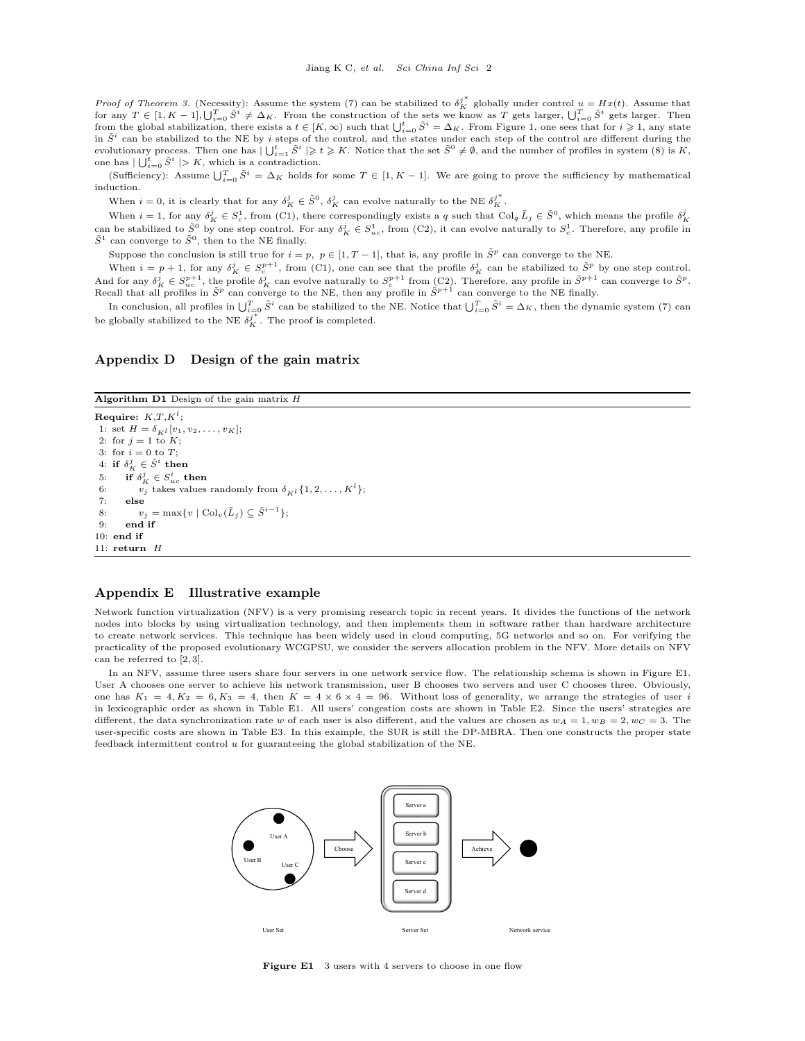*Proof of Theorem 3.* (Necessity): Assume the system (7) can be stabilized to $\delta_K^{j^*}$ globally under control $u = Hx(t)$. Assume that for any $T \in [1, K-1], \bigcup_{i=0}^{T} \tilde{S}^i \neq \Delta_K$. From the construction of the sets we know as $T$ gets larger, $\bigcup_{i=0}^{T} \tilde{S}^i$ gets larger. Then from the global stabilization, there exists a $t \in [K, \infty)$ such that $\bigcup_{i=0}^{t} \tilde{S}^i = \Delta_K$. From Figure 1, one sees that for $i \geqslant 1$, any state in $\tilde{S}^i$ can be stabilized to the NE by $i$ steps of the control, and the states under each step of the control are different during the evolutionary process. Then one has $|\bigcup_{i=1}^{t} \tilde{S}^i| \geqslant t \geqslant K$. Notice that the set $\tilde{S}^0 \neq \emptyset$, and the number of profiles in system (8) is $K$, one has $|\bigcup_{i=0}^{t} \tilde{S}^i| > K$, which is a contradiction.

(Sufficiency): Assume $\bigcup_{i=0}^{T} \tilde{S}^i = \Delta_K$ holds for some $T \in [1, K-1]$. We are going to prove the sufficiency by mathematical induction.

When $i = 0$, it is clearly that for any $\delta_K^j \in \tilde{S}^0$, $\delta_K^j$ can evolve naturally to the NE $\delta_K^{j^*}$.

When $i = 1$, for any $\delta_K^j \in S_c^1$, from (C1), there correspondingly exists a $q$ such that $\mathrm{Col}_q \tilde{L}_j \in \tilde{S}^0$, which means the profile $\delta_K^j$ can be stabilized to $\tilde{S}^0$ by one step control. For any $\delta_K^j \in S_{uc}^1$, from (C2), it can evolve naturally to $S_c^1$. Therefore, any profile in $\tilde{S}^1$ can converge to $\tilde{S}^0$, then to the NE finally.

Suppose the conclusion is still true for $i = p$, $p \in [1, T-1]$, that is, any profile in $\tilde{S}^p$ can converge to the NE.

When $i = p+1$, for any $\delta_K^j \in S_c^{p+1}$, from (C1), one can see that the profile $\delta_K^j$ can be stabilized to $\tilde{S}^p$ by one step control. And for any $\delta_K^j \in S_{uc}^{p+1}$, the profile $\delta_K^j$ can evolve naturally to $S_c^{p+1}$ from (C2). Therefore, any profile in $\tilde{S}^{p+1}$ can converge to $\tilde{S}^p$. Recall that all profiles in $\tilde{S}^p$ can converge to the NE, then any profile in $\tilde{S}^{p+1}$ can converge to the NE finally.

In conclusion, all profiles in $\bigcup_{i=0}^{T} \tilde{S}^i$ can be stabilized to the NE. Notice that $\bigcup_{i=0}^{T} \tilde{S}^i = \Delta_K$, then the dynamic system (7) can be globally stabilized to the NE $\delta_K^{j^*}$. The proof is completed.

## Appendix D Design of the gain matrix

**Algorithm D1** Design of the gain matrix $H$

**Require:** $K$,$T$,$K^l$;
1: set $H = \delta_{K^l}[v_1, v_2, \ldots, v_K]$;
2: for $j = 1$ to $K$;
3: for $i = 0$ to $T$;
4: **if** $\delta_K^j \in \tilde{S}^i$ **then**
5: &nbsp;&nbsp;&nbsp;&nbsp;**if** $\delta_K^j \in S_{uc}^i$ **then**
6: &nbsp;&nbsp;&nbsp;&nbsp;&nbsp;&nbsp;&nbsp;&nbsp;$v_j$ takes values randomly from $\delta_{K^l}\{1, 2, \ldots, K^l\}$;
7: &nbsp;&nbsp;&nbsp;&nbsp;**else**
8: &nbsp;&nbsp;&nbsp;&nbsp;&nbsp;&nbsp;&nbsp;&nbsp;$v_j = \max\{v \mid \mathrm{Col}_v(\tilde{L}_j) \subseteq \tilde{S}^{i-1}\}$;
9: &nbsp;&nbsp;&nbsp;&nbsp;**end if**
10: **end if**
11: **return** $H$

## Appendix E Illustrative example

Network function virtualization (NFV) is a very promising research topic in recent years. It divides the functions of the network nodes into blocks by using virtualization technology, and then implements them in software rather than hardware architecture to create network services. This technique has been widely used in cloud computing, 5G networks and so on. For verifying the practicality of the proposed evolutionary WCGPSU, we consider the servers allocation problem in the NFV. More details on NFV can be referred to [2,3].

In an NFV, assume three users share four servers in one network service flow. The relationship schema is shown in Figure E1. User A chooses one server to achieve his network transmission, user B chooses two servers and user C chooses three. Obviously, one has $K_1 = 4, K_2 = 6, K_3 = 4$, then $K = 4 \times 6 \times 4 = 96$. Without loss of generality, we arrange the strategies of user $i$ in lexicographic order as shown in Table E1. All users' congestion costs are shown in Table E2. Since the users' strategies are different, the data synchronization rate $w$ of each user is also different, and the values are chosen as $w_A = 1, w_B = 2, w_C = 3$. The user-specific costs are shown in Table E3. In this example, the SUR is still the DP-MBRA. Then one constructs the proper state feedback intermittent control $u$ for guaranteeing the global stabilization of the NE.

**Figure E1** 3 users with 4 servers to choose in one flow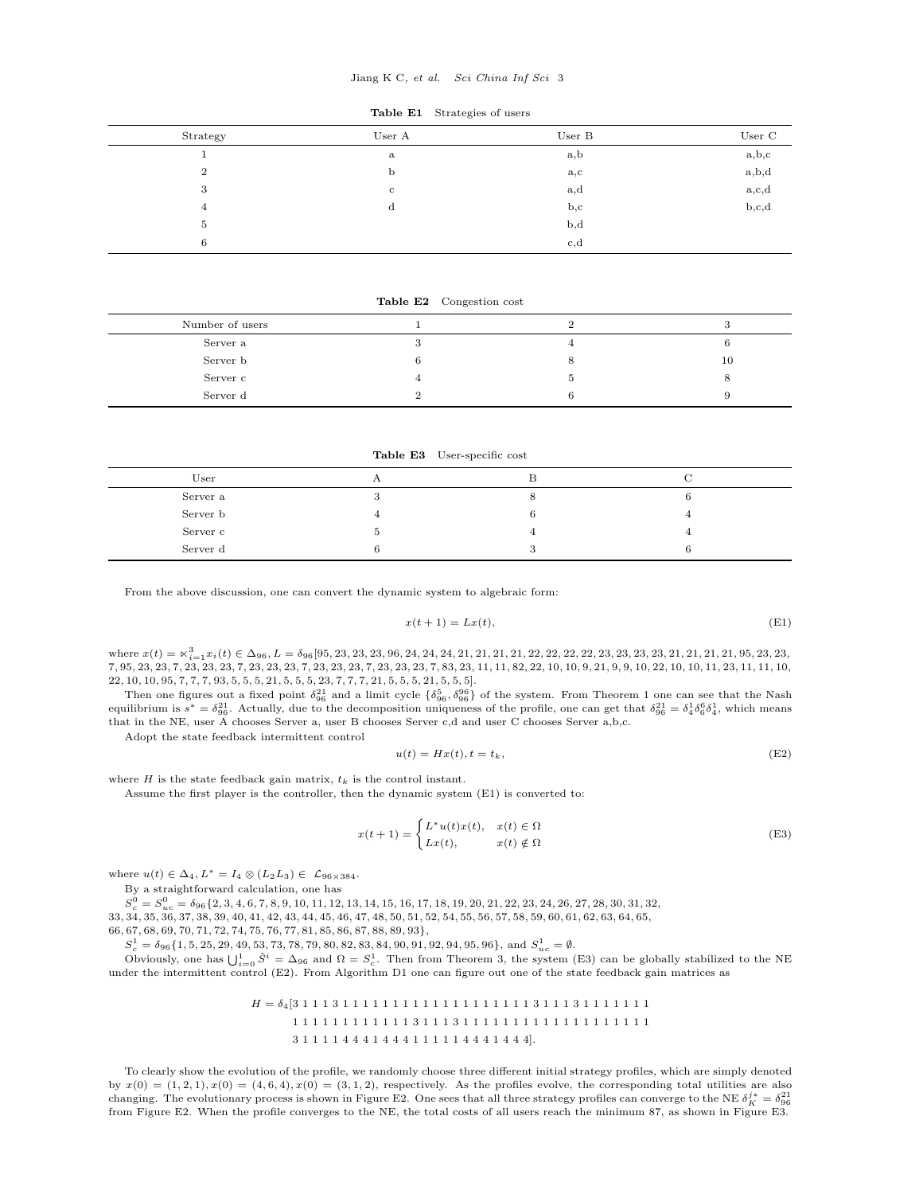**Table E1** Strategies of users

| Strategy | User A | User B | User C |
| --- | --- | --- | --- |
| 1 | a | a,b | a,b,c |
| 2 | b | a,c | a,b,d |
| 3 | c | a,d | a,c,d |
| 4 | d | b,c | b,c,d |
| 5 | | b,d | |
| 6 | | c,d | |

**Table E2** Congestion cost

| Number of users | 1 | 2 | 3 |
| --- | --- | --- | --- |
| Server a | 3 | 4 | 6 |
| Server b | 6 | 8 | 10 |
| Server c | 4 | 5 | 8 |
| Server d | 2 | 6 | 9 |

**Table E3** User-specific cost

| User | A | B | C |
| --- | --- | --- | --- |
| Server a | 3 | 8 | 6 |
| Server b | 4 | 6 | 4 |
| Server c | 5 | 4 | 4 |
| Server d | 6 | 3 | 6 |

From the above discussion, one can convert the dynamic system to algebraic form:

$$x(t+1) = Lx(t), \tag{E1}$$

where $x(t) = \ltimes_{i=1}^{3} x_i(t) \in \Delta_{96}$, $L = \delta_{96}[95, 23, 23, 23, 96, 24, 24, 24, 21, 21, 21, 21, 22, 22, 22, 22, 23, 23, 23, 23, 21, 21, 21, 21, 95, 23, 23, 7, 95, 23, 23, 7, 23, 23, 23, 7, 23, 23, 23, 7, 23, 23, 23, 7, 23, 23, 23, 7, 83, 23, 11, 11, 82, 22, 10, 10, 9, 21, 9, 9, 10, 22, 10, 10, 11, 23, 11, 11, 10, 22, 10, 10, 95, 7, 7, 7, 93, 5, 5, 5, 21, 5, 5, 5, 23, 7, 7, 7, 21, 5, 5, 5, 21, 5, 5, 5]$.

Then one figures out a fixed point $\delta_{96}^{21}$ and a limit cycle $\{\delta_{96}^{5}, \delta_{96}^{96}\}$ of the system. From Theorem 1 one can see that the Nash equilibrium is $s^* = \delta_{96}^{21}$. Actually, due to the decomposition uniqueness of the profile, one can get that $\delta_{96}^{21} = \delta_4^1\delta_6^6\delta_4^1$, which means that in the NE, user A chooses Server a, user B chooses Server c,d and user C chooses Server a,b,c.

Adopt the state feedback intermittent control

$$u(t) = Hx(t), t = t_k, \tag{E2}$$

where $H$ is the state feedback gain matrix, $t_k$ is the control instant.

Assume the first player is the controller, then the dynamic system (E1) is converted to:

$$x(t+1) = \begin{cases} L^* u(t)x(t), & x(t) \in \Omega \\ Lx(t), & x(t) \notin \Omega \end{cases} \tag{E3}$$

where $u(t) \in \Delta_4$, $L^* = I_4 \otimes (L_2 L_3) \in \mathcal{L}_{96\times 384}$.

By a straightforward calculation, one has

$S_c^0 = S_{uc}^0 = \delta_{96}\{2, 3, 4, 6, 7, 8, 9, 10, 11, 12, 13, 14, 15, 16, 17, 18, 19, 20, 21, 22, 23, 24, 26, 27, 28, 30, 31, 32, 33, 34, 35, 36, 37, 38, 39, 40, 41, 42, 43, 44, 45, 46, 47, 48, 50, 51, 52, 54, 55, 56, 57, 58, 59, 60, 61, 62, 63, 64, 65, 66, 67, 68, 69, 70, 71, 72, 74, 75, 76, 77, 81, 85, 86, 87, 88, 89, 93\}$,

$S_c^1 = \delta_{96}\{1, 5, 25, 29, 49, 53, 73, 78, 79, 80, 82, 83, 84, 90, 91, 92, 94, 95, 96\}$, and $S_{uc}^1 = \emptyset$.

Obviously, one has $\bigcup_{i=0}^{1} \tilde{S}^i = \Delta_{96}$ and $\Omega = S_c^1$. Then from Theorem 3, the system (E3) can be globally stabilized to the NE under the intermittent control (E2). From Algorithm D1 one can figure out one of the state feedback gain matrices as

$$H = \delta_4[3\ 1\ 1\ 1\ 3\ 1\ 1\ 1\ 1\ 1\ 1\ 1\ 1\ 1\ 1\ 1\ 1\ 1\ 1\ 1\ 1\ 1\ 1\ 1\ 3\ 1\ 1\ 1\ 3\ 1\ 1\ 1\ 1\ 1\ 1\ 1$$
$$1\ 1\ 1\ 1\ 1\ 1\ 1\ 1\ 1\ 1\ 1\ 1\ 3\ 1\ 1\ 1\ 3\ 1\ 1\ 1\ 1\ 1\ 1\ 1\ 1\ 1\ 1\ 1\ 1\ 1\ 1\ 1\ 1\ 1\ 1\ 1$$
$$3\ 1\ 1\ 1\ 1\ 4\ 4\ 4\ 1\ 4\ 4\ 4\ 1\ 1\ 1\ 1\ 1\ 1\ 4\ 4\ 4\ 1\ 4\ 4\ 4].$$

To clearly show the evolution of the profile, we randomly choose three different initial strategy profiles, which are simply denoted by $x(0) = (1, 2, 1), x(0) = (4, 6, 4), x(0) = (3, 1, 2)$, respectively. As the profiles evolve, the corresponding total utilities are also changing. The evolutionary process is shown in Figure E2. One sees that all three strategy profiles can converge to the NE $\delta_K^{j*} = \delta_{96}^{21}$ from Figure E2. When the profile converges to the NE, the total costs of all users reach the minimum 87, as shown in Figure E3.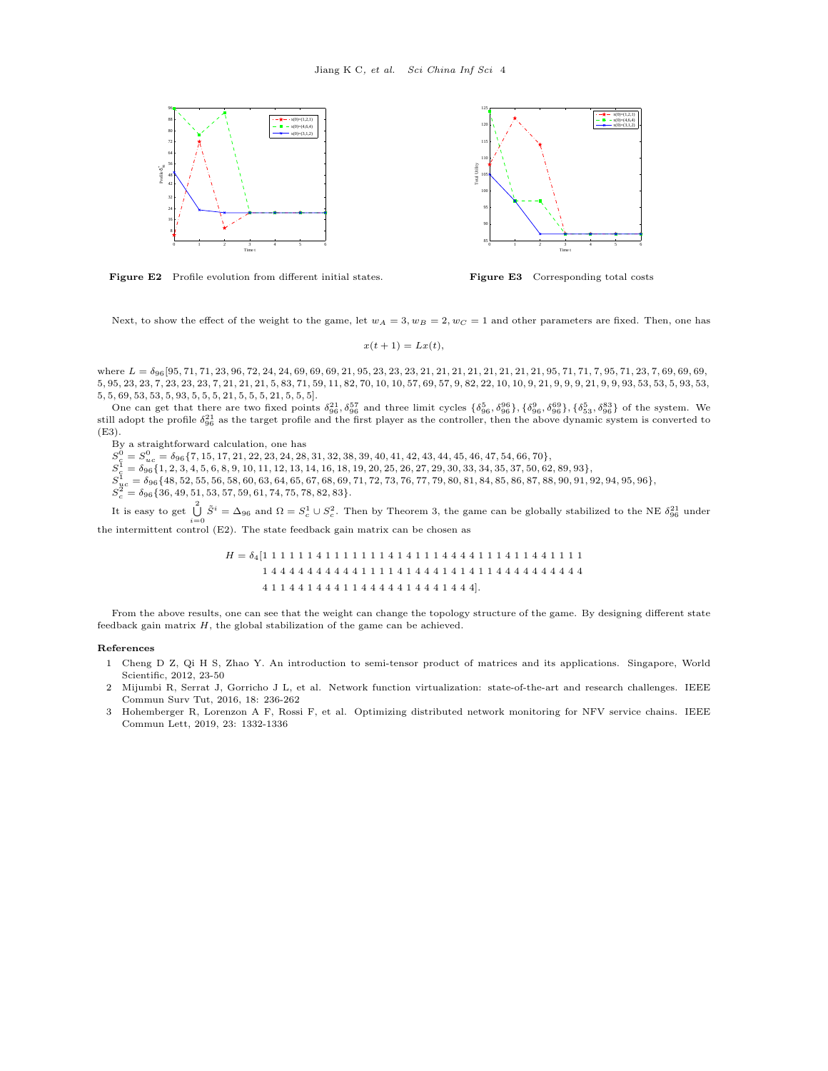Profile $\delta^*_{96}$

96
88
80
72
64
56
48
40
32
24
16
8

0 1 2 3 4 5 6

Time t

x(0)=(1,2,1)
x(0)=(4,6,4)
x(0)=(3,1,2)

**Figure E2** Profile evolution from different initial states.

Total Utility

125
120
115
110
105
100
95
90
85

0 1 2 3 4 5 6

Time t

x(0)=(1,2,3)
x(0)=(4,6,4)
x(0)=(3,1,2)

**Figure E3** Corresponding total costs

Next, to show the effect of the weight to the game, let $w_A = 3, w_B = 2, w_C = 1$ and other parameters are fixed. Then, one has

$$x(t+1) = Lx(t),$$

where $L = \delta_{96}[95, 71, 71, 23, 96, 72, 24, 24, 69, 69, 69, 21, 95, 23, 23, 23, 21, 21, 21, 21, 21, 21, 21, 21, 95, 71, 71, 7, 95, 71, 23, 7, 69, 69, 69, 5, 95, 23, 23, 7, 23, 23, 23, 7, 21, 21, 21, 5, 83, 71, 59, 11, 82, 70, 10, 10, 57, 69, 57, 9, 82, 22, 10, 10, 9, 21, 9, 9, 9, 21, 9, 9, 93, 53, 53, 5, 93, 53, 5, 5, 69, 53, 53, 5, 93, 5, 5, 5, 21, 5, 5, 5, 21, 5, 5, 5]$.

One can get that there are two fixed points $\delta_{96}^{21}, \delta_{96}^{57}$ and three limit cycles $\{\delta_{96}^{5}, \delta_{96}^{96}\}, \{\delta_{96}^{9}, \delta_{96}^{69}\}, \{\delta_{53}^{5}, \delta_{96}^{83}\}$ of the system. We still adopt the profile $\delta_{96}^{21}$ as the target profile and the first player as the controller, then the above dynamic system is converted to (E3).

By a straightforward calculation, one has
$S_c^0 = S_{uc}^0 = \delta_{96}\{7, 15, 17, 21, 22, 23, 24, 28, 31, 32, 38, 39, 40, 41, 42, 43, 44, 45, 46, 47, 54, 66, 70\}$,
$S_c^1 = \delta_{96}\{1, 2, 3, 4, 5, 6, 8, 9, 10, 11, 12, 13, 14, 16, 18, 19, 20, 25, 26, 27, 29, 30, 33, 34, 35, 37, 50, 62, 89, 93\}$,
$S_{uc}^1 = \delta_{96}\{48, 52, 55, 56, 58, 60, 63, 64, 65, 67, 68, 69, 71, 72, 73, 76, 77, 79, 80, 81, 84, 85, 86, 87, 88, 90, 91, 92, 94, 95, 96\}$,
$S_c^2 = \delta_{96}\{36, 49, 51, 53, 57, 59, 61, 74, 75, 78, 82, 83\}$.

It is easy to get $\bigcup_{i=0}^{2} \tilde{S}^i = \Delta_{96}$ and $\Omega = S_c^1 \cup S_c^2$. Then by Theorem 3, the game can be globally stabilized to the NE $\delta_{96}^{21}$ under the intermittent control (E2). The state feedback gain matrix can be chosen as

$$\begin{aligned} H = \delta_4[&1\ 1\ 1\ 1\ 1\ 1\ 1\ 4\ 1\ 1\ 1\ 1\ 1\ 1\ 1\ 1\ 4\ 1\ 4\ 1\ 1\ 1\ 1\ 4\ 4\ 4\ 4\ 1\ 1\ 1\ 1\ 4\ 1\ 1\ 4\ 4\ 1\ 1\ 1\ 1\\ &1\ 4\ 4\ 4\ 4\ 4\ 4\ 4\ 4\ 4\ 4\ 1\ 1\ 1\ 1\ 4\ 1\ 4\ 4\ 4\ 1\ 4\ 1\ 4\ 1\ 1\ 4\ 4\ 4\ 4\ 4\ 4\ 4\ 4\ 4\ 4\\ &4\ 1\ 1\ 4\ 4\ 1\ 4\ 4\ 4\ 1\ 1\ 4\ 4\ 4\ 4\ 4\ 1\ 4\ 4\ 4\ 1\ 4\ 4\ 4]. \end{aligned}$$

From the above results, one can see that the weight can change the topology structure of the game. By designing different state feedback gain matrix $H$, the global stabilization of the game can be achieved.

## References

1. Cheng D Z, Qi H S, Zhao Y. An introduction to semi-tensor product of matrices and its applications. Singapore, World Scientific, 2012, 23-50
2. Mijumbi R, Serrat J, Gorricho J L, et al. Network function virtualization: state-of-the-art and research challenges. IEEE Commun Surv Tut, 2016, 18: 236-262
3. Hohemberger R, Lorenzon A F, Rossi F, et al. Optimizing distributed network monitoring for NFV service chains. IEEE Commun Lett, 2019, 23: 1332-1336